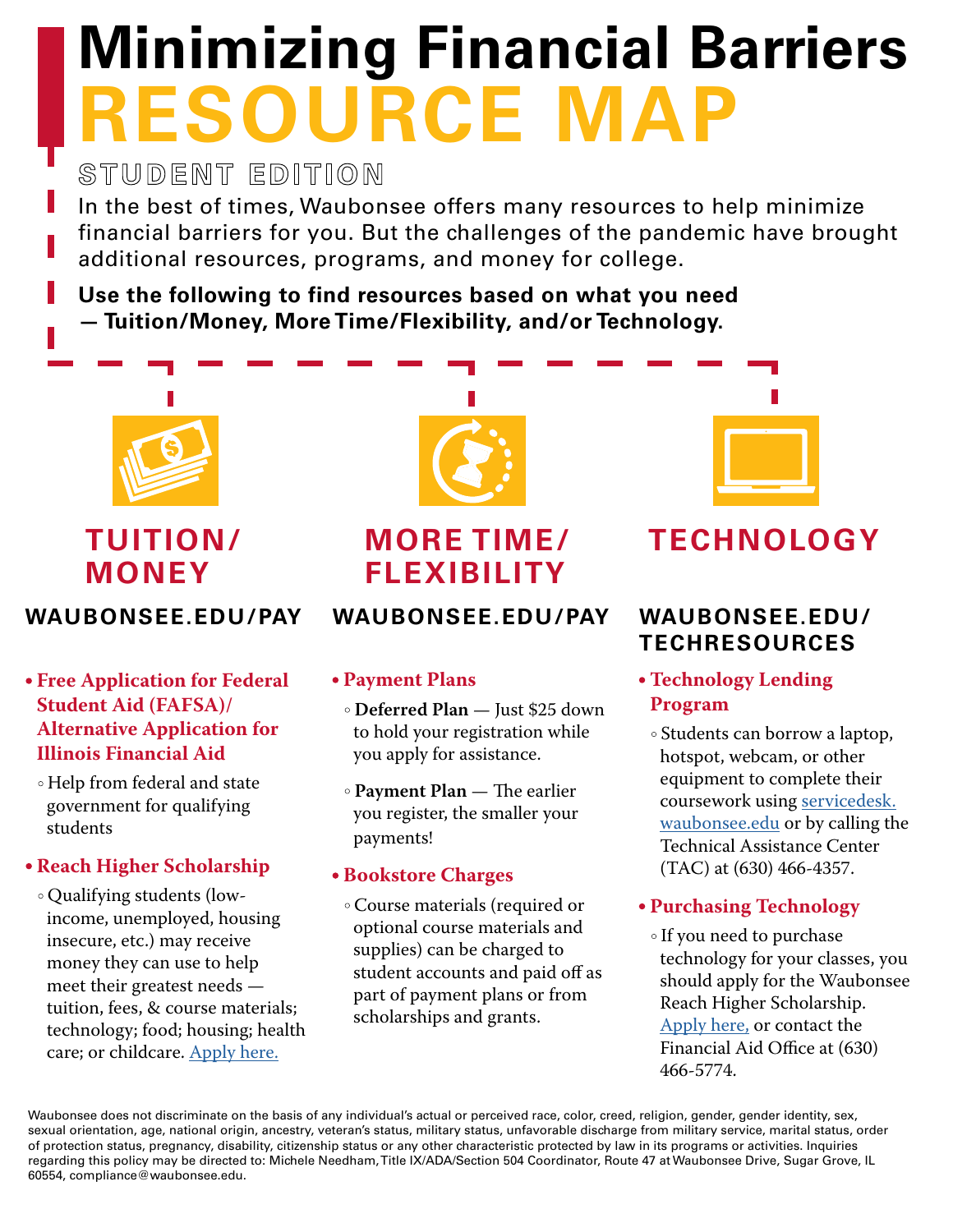# Minimizing Financial Barriers RESOURCE MAP

STUDENT EDITION

In the best of times, Waubonsee offers many resources to help minimize financial barriers for you. But the challenges of the pandemic have brought additional resources, programs, and money for college.

**Use the following to find resources based on what you need — Tuition/Money, More Time/Flexibility, and/or Technology.**

## TUITION/ MONEY

### WAUBONSEE.EDU/PAY

- **Free Application for Federal Student Aid (FAFSA)/ Alternative Application for Illinois Financial Aid**
  - Help from federal and state government for qualifying students
- **Reach Higher Scholarship**
  - Qualifying students (low-income, unemployed, housing insecure, etc.) may receive money they can use to help meet their greatest needs — tuition, fees, & course materials; technology; food; housing; health care; or childcare. Apply here.

## MORE TIME/ FLEXIBILITY

### WAUBONSEE.EDU/PAY

- **Payment Plans**
  - **Deferred Plan** — Just $25 down to hold your registration while you apply for assistance.
  - **Payment Plan** — The earlier you register, the smaller your payments!
- **Bookstore Charges**
  - Course materials (required or optional course materials and supplies) can be charged to student accounts and paid off as part of payment plans or from scholarships and grants.

## TECHNOLOGY

### WAUBONSEE.EDU/ TECHRESOURCES

- **Technology Lending Program**
  - Students can borrow a laptop, hotspot, webcam, or other equipment to complete their coursework using servicedesk.waubonsee.edu or by calling the Technical Assistance Center (TAC) at (630) 466-4357.
- **Purchasing Technology**
  - If you need to purchase technology for your classes, you should apply for the Waubonsee Reach Higher Scholarship. Apply here, or contact the Financial Aid Office at (630) 466-5774.

Waubonsee does not discriminate on the basis of any individual's actual or perceived race, color, creed, religion, gender, gender identity, sex, sexual orientation, age, national origin, ancestry, veteran's status, military status, unfavorable discharge from military service, marital status, order of protection status, pregnancy, disability, citizenship status or any other characteristic protected by law in its programs or activities. Inquiries regarding this policy may be directed to: Michele Needham, Title IX/ADA/Section 504 Coordinator, Route 47 at Waubonsee Drive, Sugar Grove, IL 60554, compliance@waubonsee.edu.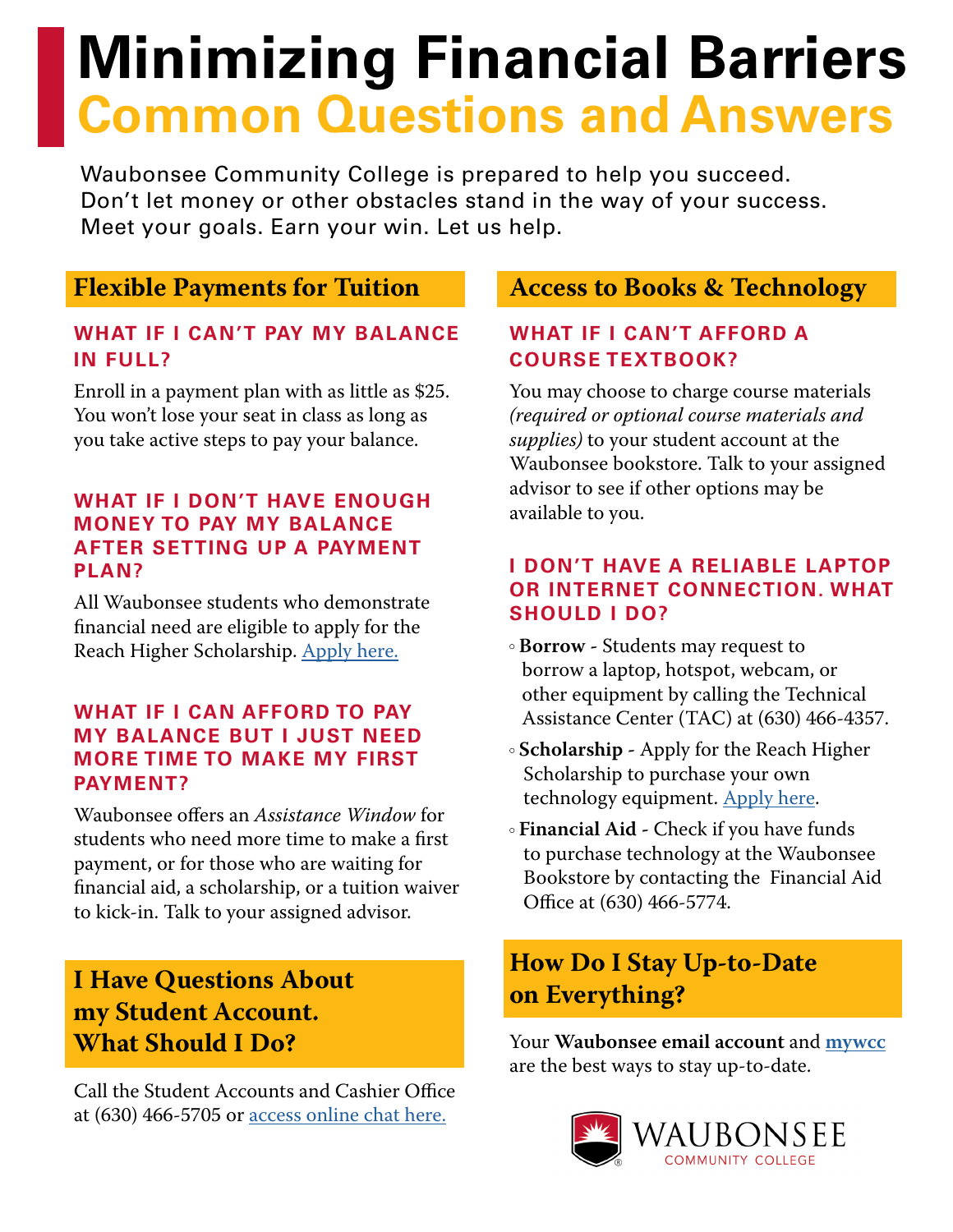# Minimizing Financial Barriers

## Common Questions and Answers

Waubonsee Community College is prepared to help you succeed. Don't let money or other obstacles stand in the way of your success. Meet your goals. Earn your win. Let us help.

## Flexible Payments for Tuition

### WHAT IF I CAN'T PAY MY BALANCE IN FULL?

Enroll in a payment plan with as little as $25. You won't lose your seat in class as long as you take active steps to pay your balance.

### WHAT IF I DON'T HAVE ENOUGH MONEY TO PAY MY BALANCE AFTER SETTING UP A PAYMENT PLAN?

All Waubonsee students who demonstrate financial need are eligible to apply for the Reach Higher Scholarship. Apply here.

### WHAT IF I CAN AFFORD TO PAY MY BALANCE BUT I JUST NEED MORE TIME TO MAKE MY FIRST PAYMENT?

Waubonsee offers an *Assistance Window* for students who need more time to make a first payment, or for those who are waiting for financial aid, a scholarship, or a tuition waiver to kick-in. Talk to your assigned advisor.

## I Have Questions About my Student Account. What Should I Do?

Call the Student Accounts and Cashier Office at (630) 466-5705 or access online chat here.

## Access to Books & Technology

### WHAT IF I CAN'T AFFORD A COURSE TEXTBOOK?

You may choose to charge course materials *(required or optional course materials and supplies)* to your student account at the Waubonsee bookstore. Talk to your assigned advisor to see if other options may be available to you.

### I DON'T HAVE A RELIABLE LAPTOP OR INTERNET CONNECTION. WHAT SHOULD I DO?

- **Borrow** - Students may request to borrow a laptop, hotspot, webcam, or other equipment by calling the Technical Assistance Center (TAC) at (630) 466-4357.
- **Scholarship** - Apply for the Reach Higher Scholarship to purchase your own technology equipment. Apply here.
- **Financial Aid** - Check if you have funds to purchase technology at the Waubonsee Bookstore by contacting the Financial Aid Office at (630) 466-5774.

## How Do I Stay Up-to-Date on Everything?

Your **Waubonsee email account** and **mywcc** are the best ways to stay up-to-date.

WAUBONSEE COMMUNITY COLLEGE